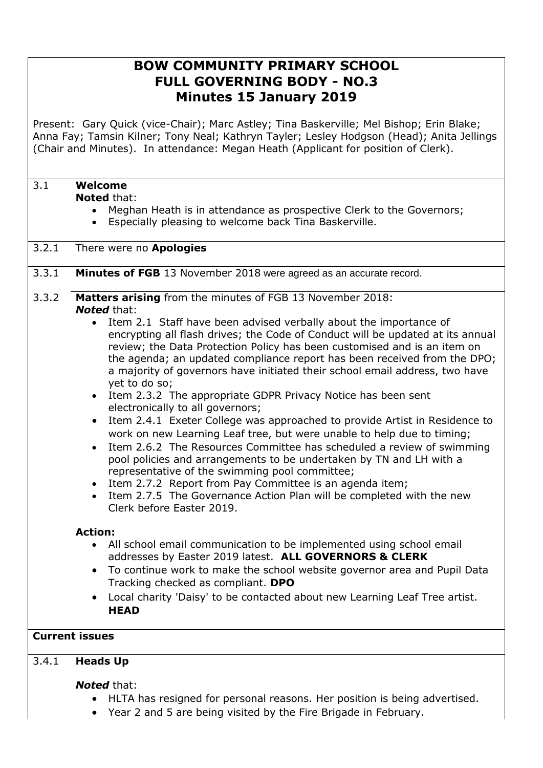# BOW COMMUNITY PRIMARY SCHOOL
# FULL GOVERNING BODY - NO.3
# Minutes 15 January 2019

Present: Gary Quick (vice-Chair); Marc Astley; Tina Baskerville; Mel Bishop; Erin Blake; Anna Fay; Tamsin Kilner; Tony Neal; Kathryn Tayler; Lesley Hodgson (Head); Anita Jellings (Chair and Minutes). In attendance: Megan Heath (Applicant for position of Clerk).

**3.1 Welcome**

**Noted** that:

- Meghan Heath is in attendance as prospective Clerk to the Governors;
- Especially pleasing to welcome back Tina Baskerville.

**3.2.1** There were no **Apologies**

**3.3.1** **Minutes of FGB** 13 November 2018 were agreed as an accurate record.

**3.3.2** **Matters arising** from the minutes of FGB 13 November 2018:

***Noted*** that:

- Item 2.1 Staff have been advised verbally about the importance of encrypting all flash drives; the Code of Conduct will be updated at its annual review; the Data Protection Policy has been customised and is an item on the agenda; an updated compliance report has been received from the DPO; a majority of governors have initiated their school email address, two have yet to do so;
- Item 2.3.2 The appropriate GDPR Privacy Notice has been sent electronically to all governors;
- Item 2.4.1 Exeter College was approached to provide Artist in Residence to work on new Learning Leaf tree, but were unable to help due to timing;
- Item 2.6.2 The Resources Committee has scheduled a review of swimming pool policies and arrangements to be undertaken by TN and LH with a representative of the swimming pool committee;
- Item 2.7.2 Report from Pay Committee is an agenda item;
- Item 2.7.5 The Governance Action Plan will be completed with the new Clerk before Easter 2019.

**Action:**

- All school email communication to be implemented using school email addresses by Easter 2019 latest. **ALL GOVERNORS & CLERK**
- To continue work to make the school website governor area and Pupil Data Tracking checked as compliant. **DPO**
- Local charity 'Daisy' to be contacted about new Learning Leaf Tree artist. **HEAD**

## Current issues

**3.4.1 Heads Up**

***Noted*** that:

- HLTA has resigned for personal reasons. Her position is being advertised.
- Year 2 and 5 are being visited by the Fire Brigade in February.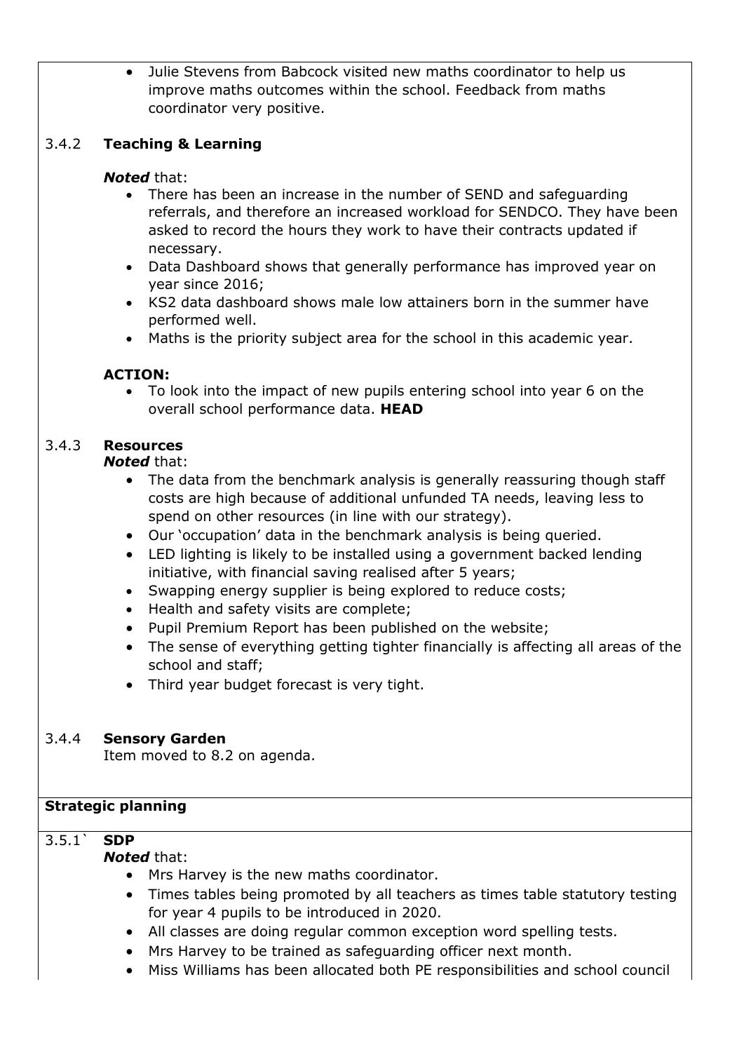- Julie Stevens from Babcock visited new maths coordinator to help us improve maths outcomes within the school. Feedback from maths coordinator very positive.

### 3.4.2 Teaching & Learning

***Noted*** that:

- There has been an increase in the number of SEND and safeguarding referrals, and therefore an increased workload for SENDCO. They have been asked to record the hours they work to have their contracts updated if necessary.
- Data Dashboard shows that generally performance has improved year on year since 2016;
- KS2 data dashboard shows male low attainers born in the summer have performed well.
- Maths is the priority subject area for the school in this academic year.

**ACTION:**

- To look into the impact of new pupils entering school into year 6 on the overall school performance data. **HEAD**

### 3.4.3 Resources

***Noted*** that:

- The data from the benchmark analysis is generally reassuring though staff costs are high because of additional unfunded TA needs, leaving less to spend on other resources (in line with our strategy).
- Our 'occupation' data in the benchmark analysis is being queried.
- LED lighting is likely to be installed using a government backed lending initiative, with financial saving realised after 5 years;
- Swapping energy supplier is being explored to reduce costs;
- Health and safety visits are complete;
- Pupil Premium Report has been published on the website;
- The sense of everything getting tighter financially is affecting all areas of the school and staff;
- Third year budget forecast is very tight.

### 3.4.4 Sensory Garden

Item moved to 8.2 on agenda.

## Strategic planning

### 3.5.1` SDP

***Noted*** that:

- Mrs Harvey is the new maths coordinator.
- Times tables being promoted by all teachers as times table statutory testing for year 4 pupils to be introduced in 2020.
- All classes are doing regular common exception word spelling tests.
- Mrs Harvey to be trained as safeguarding officer next month.
- Miss Williams has been allocated both PE responsibilities and school council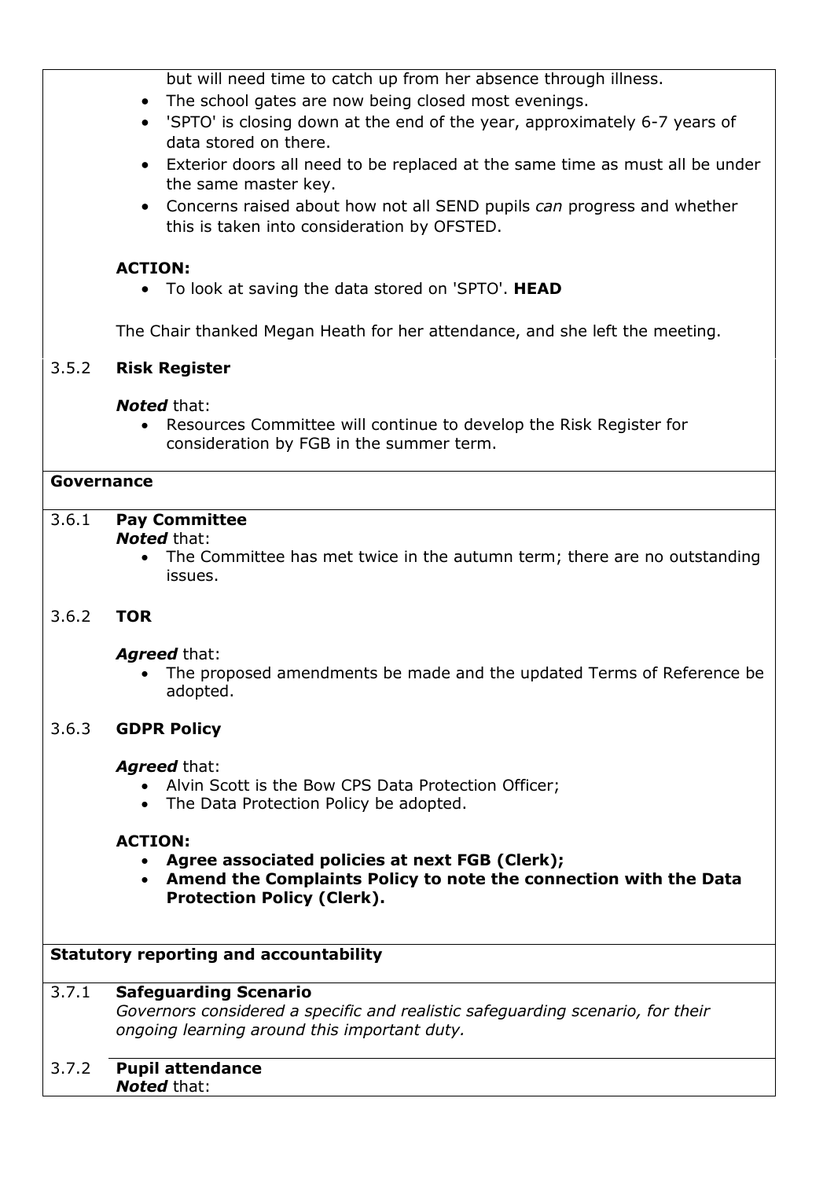but will need time to catch up from her absence through illness.

- The school gates are now being closed most evenings.
- 'SPTO' is closing down at the end of the year, approximately 6-7 years of data stored on there.
- Exterior doors all need to be replaced at the same time as must all be under the same master key.
- Concerns raised about how not all SEND pupils *can* progress and whether this is taken into consideration by OFSTED.

**ACTION:**

- To look at saving the data stored on 'SPTO'. **HEAD**

The Chair thanked Megan Heath for her attendance, and she left the meeting.

3.5.2 **Risk Register**

***Noted*** that:

- Resources Committee will continue to develop the Risk Register for consideration by FGB in the summer term.

## Governance

3.6.1 **Pay Committee**

***Noted*** that:

- The Committee has met twice in the autumn term; there are no outstanding issues.

3.6.2 **TOR**

***Agreed*** that:

- The proposed amendments be made and the updated Terms of Reference be adopted.

3.6.3 **GDPR Policy**

***Agreed*** that:

- Alvin Scott is the Bow CPS Data Protection Officer;
- The Data Protection Policy be adopted.

**ACTION:**

- **Agree associated policies at next FGB (Clerk);**
- **Amend the Complaints Policy to note the connection with the Data Protection Policy (Clerk).**

## Statutory reporting and accountability

3.7.1 **Safeguarding Scenario**

*Governors considered a specific and realistic safeguarding scenario, for their ongoing learning around this important duty.*

3.7.2 **Pupil attendance**

***Noted*** that: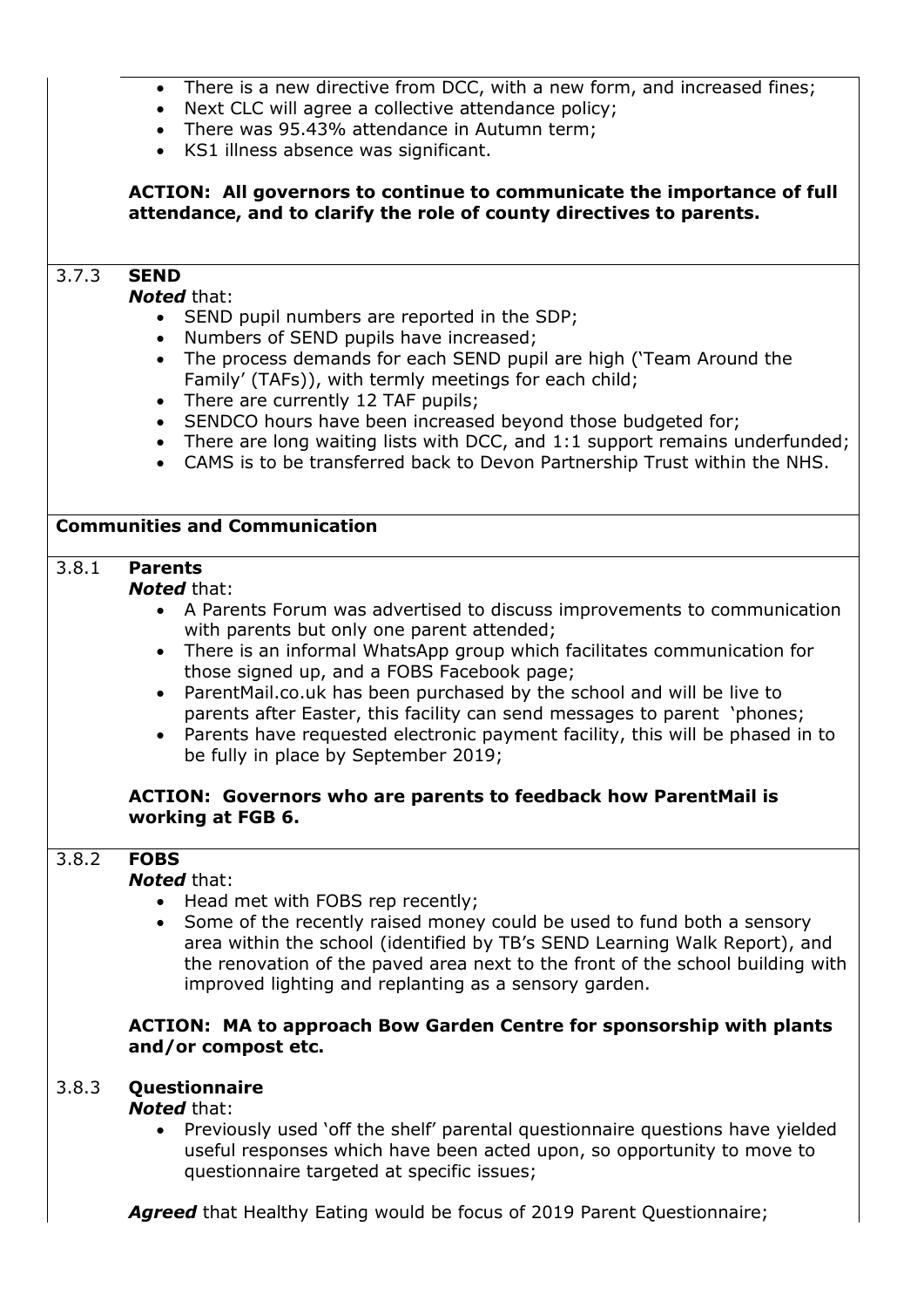- There is a new directive from DCC, with a new form, and increased fines;
- Next CLC will agree a collective attendance policy;
- There was 95.43% attendance in Autumn term;
- KS1 illness absence was significant.

**ACTION: All governors to continue to communicate the importance of full attendance, and to clarify the role of county directives to parents.**

### 3.7.3 SEND

***Noted*** that:

- SEND pupil numbers are reported in the SDP;
- Numbers of SEND pupils have increased;
- The process demands for each SEND pupil are high ('Team Around the Family' (TAFs)), with termly meetings for each child;
- There are currently 12 TAF pupils;
- SENDCO hours have been increased beyond those budgeted for;
- There are long waiting lists with DCC, and 1:1 support remains underfunded;
- CAMS is to be transferred back to Devon Partnership Trust within the NHS.

## Communities and Communication

### 3.8.1 Parents

***Noted*** that:

- A Parents Forum was advertised to discuss improvements to communication with parents but only one parent attended;
- There is an informal WhatsApp group which facilitates communication for those signed up, and a FOBS Facebook page;
- ParentMail.co.uk has been purchased by the school and will be live to parents after Easter, this facility can send messages to parent 'phones;
- Parents have requested electronic payment facility, this will be phased in to be fully in place by September 2019;

**ACTION: Governors who are parents to feedback how ParentMail is working at FGB 6.**

### 3.8.2 FOBS

***Noted*** that:

- Head met with FOBS rep recently;
- Some of the recently raised money could be used to fund both a sensory area within the school (identified by TB's SEND Learning Walk Report), and the renovation of the paved area next to the front of the school building with improved lighting and replanting as a sensory garden.

**ACTION: MA to approach Bow Garden Centre for sponsorship with plants and/or compost etc.**

### 3.8.3 Questionnaire

***Noted*** that:

- Previously used 'off the shelf' parental questionnaire questions have yielded useful responses which have been acted upon, so opportunity to move to questionnaire targeted at specific issues;

***Agreed*** that Healthy Eating would be focus of 2019 Parent Questionnaire;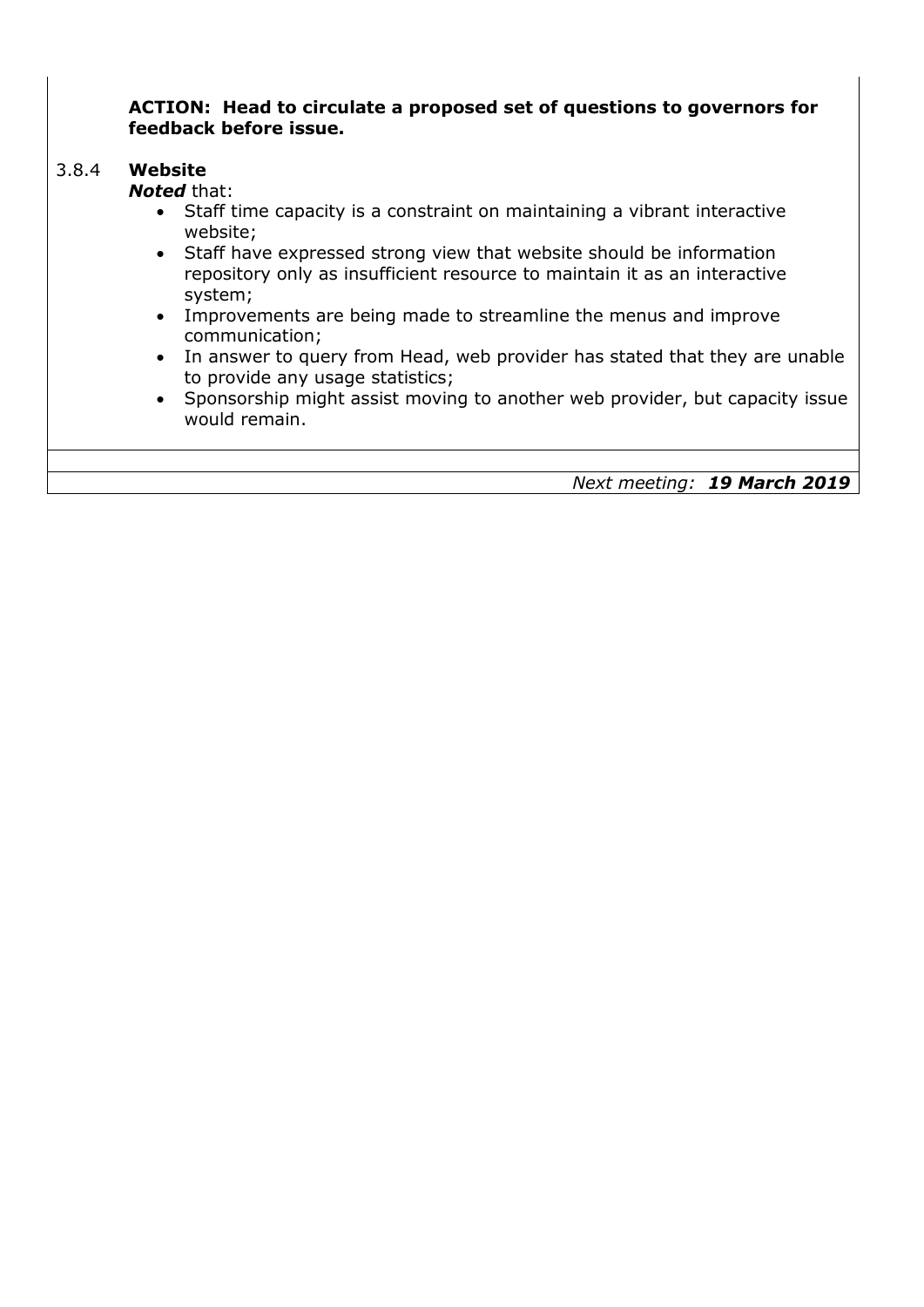**ACTION: Head to circulate a proposed set of questions to governors for feedback before issue.**

3.8.4 **Website**

***Noted*** that:

- Staff time capacity is a constraint on maintaining a vibrant interactive website;
- Staff have expressed strong view that website should be information repository only as insufficient resource to maintain it as an interactive system;
- Improvements are being made to streamline the menus and improve communication;
- In answer to query from Head, web provider has stated that they are unable to provide any usage statistics;
- Sponsorship might assist moving to another web provider, but capacity issue would remain.

*Next meeting:* ***19 March 2019***